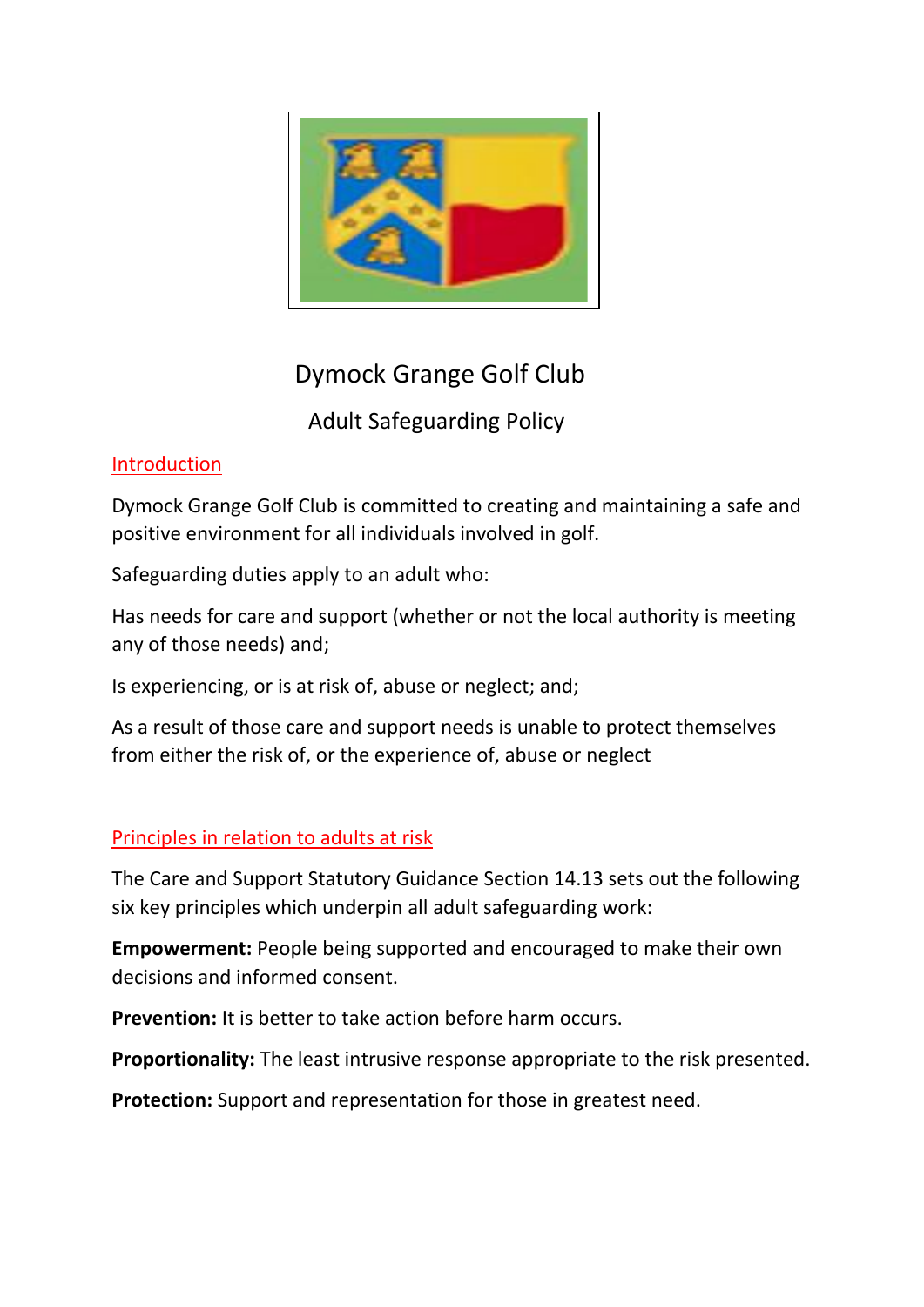# Dymock Grange Golf Club

## Adult Safeguarding Policy

### Introduction

Dymock Grange Golf Club is committed to creating and maintaining a safe and positive environment for all individuals involved in golf.

Safeguarding duties apply to an adult who:

Has needs for care and support (whether or not the local authority is meeting any of those needs) and;

Is experiencing, or is at risk of, abuse or neglect; and;

As a result of those care and support needs is unable to protect themselves from either the risk of, or the experience of, abuse or neglect

### Principles in relation to adults at risk

The Care and Support Statutory Guidance Section 14.13 sets out the following six key principles which underpin all adult safeguarding work:

**Empowerment:** People being supported and encouraged to make their own decisions and informed consent.

**Prevention:** It is better to take action before harm occurs.

**Proportionality:** The least intrusive response appropriate to the risk presented.

**Protection:** Support and representation for those in greatest need.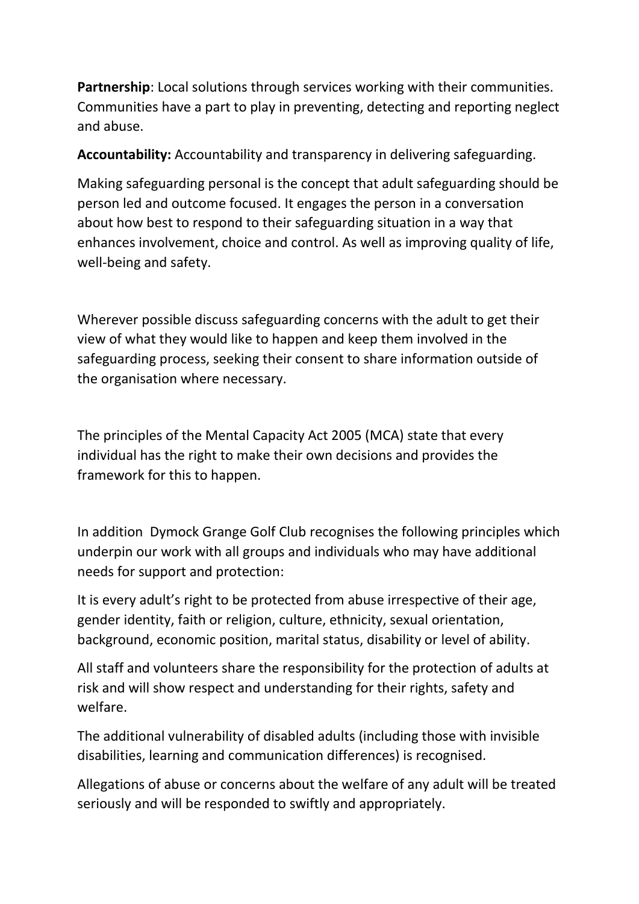**Partnership**: Local solutions through services working with their communities. Communities have a part to play in preventing, detecting and reporting neglect and abuse.

**Accountability:** Accountability and transparency in delivering safeguarding.

Making safeguarding personal is the concept that adult safeguarding should be person led and outcome focused. It engages the person in a conversation about how best to respond to their safeguarding situation in a way that enhances involvement, choice and control. As well as improving quality of life, well-being and safety.

Wherever possible discuss safeguarding concerns with the adult to get their view of what they would like to happen and keep them involved in the safeguarding process, seeking their consent to share information outside of the organisation where necessary.

The principles of the Mental Capacity Act 2005 (MCA) state that every individual has the right to make their own decisions and provides the framework for this to happen.

In addition Dymock Grange Golf Club recognises the following principles which underpin our work with all groups and individuals who may have additional needs for support and protection:

It is every adult's right to be protected from abuse irrespective of their age, gender identity, faith or religion, culture, ethnicity, sexual orientation, background, economic position, marital status, disability or level of ability.

All staff and volunteers share the responsibility for the protection of adults at risk and will show respect and understanding for their rights, safety and welfare.

The additional vulnerability of disabled adults (including those with invisible disabilities, learning and communication differences) is recognised.

Allegations of abuse or concerns about the welfare of any adult will be treated seriously and will be responded to swiftly and appropriately.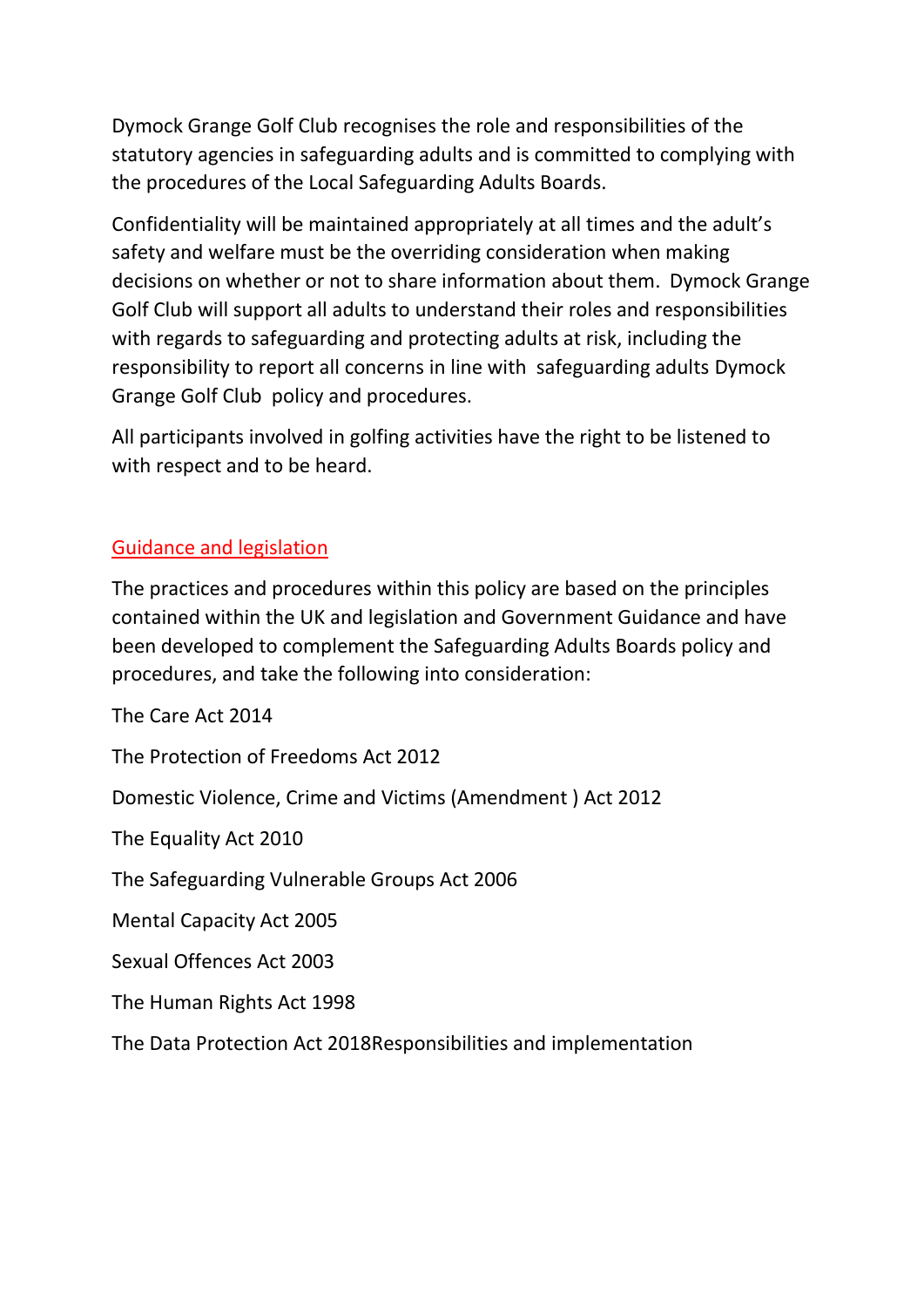Dymock Grange Golf Club recognises the role and responsibilities of the statutory agencies in safeguarding adults and is committed to complying with the procedures of the Local Safeguarding Adults Boards.

Confidentiality will be maintained appropriately at all times and the adult's safety and welfare must be the overriding consideration when making decisions on whether or not to share information about them. Dymock Grange Golf Club will support all adults to understand their roles and responsibilities with regards to safeguarding and protecting adults at risk, including the responsibility to report all concerns in line with safeguarding adults Dymock Grange Golf Club policy and procedures.

All participants involved in golfing activities have the right to be listened to with respect and to be heard.

## Guidance and legislation

The practices and procedures within this policy are based on the principles contained within the UK and legislation and Government Guidance and have been developed to complement the Safeguarding Adults Boards policy and procedures, and take the following into consideration:

The Care Act 2014

The Protection of Freedoms Act 2012

Domestic Violence, Crime and Victims (Amendment ) Act 2012

The Equality Act 2010

The Safeguarding Vulnerable Groups Act 2006

Mental Capacity Act 2005

Sexual Offences Act 2003

The Human Rights Act 1998

The Data Protection Act 2018Responsibilities and implementation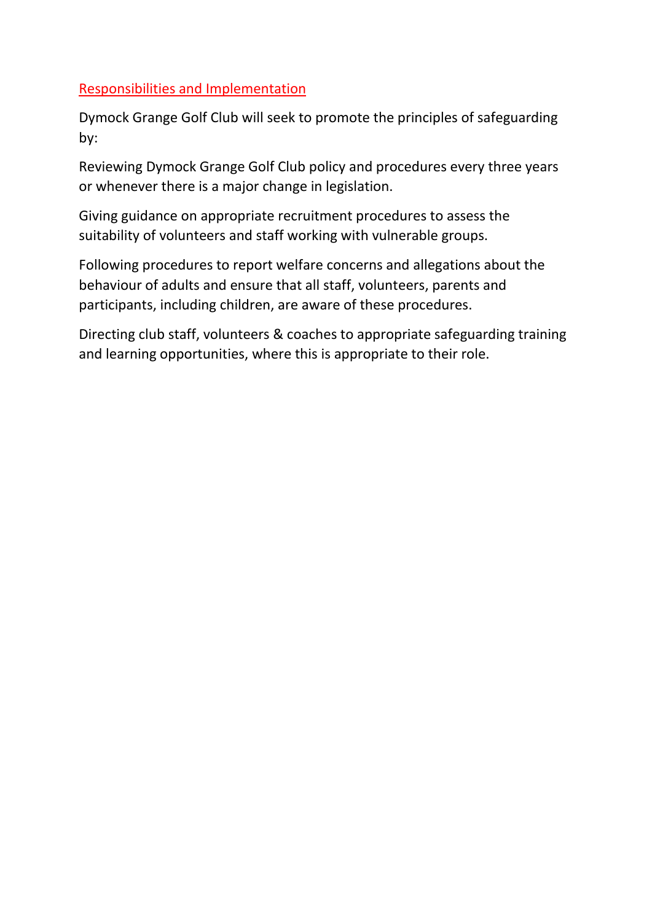## Responsibilities and Implementation

Dymock Grange Golf Club will seek to promote the principles of safeguarding by:

Reviewing Dymock Grange Golf Club policy and procedures every three years or whenever there is a major change in legislation.

Giving guidance on appropriate recruitment procedures to assess the suitability of volunteers and staff working with vulnerable groups.

Following procedures to report welfare concerns and allegations about the behaviour of adults and ensure that all staff, volunteers, parents and participants, including children, are aware of these procedures.

Directing club staff, volunteers & coaches to appropriate safeguarding training and learning opportunities, where this is appropriate to their role.